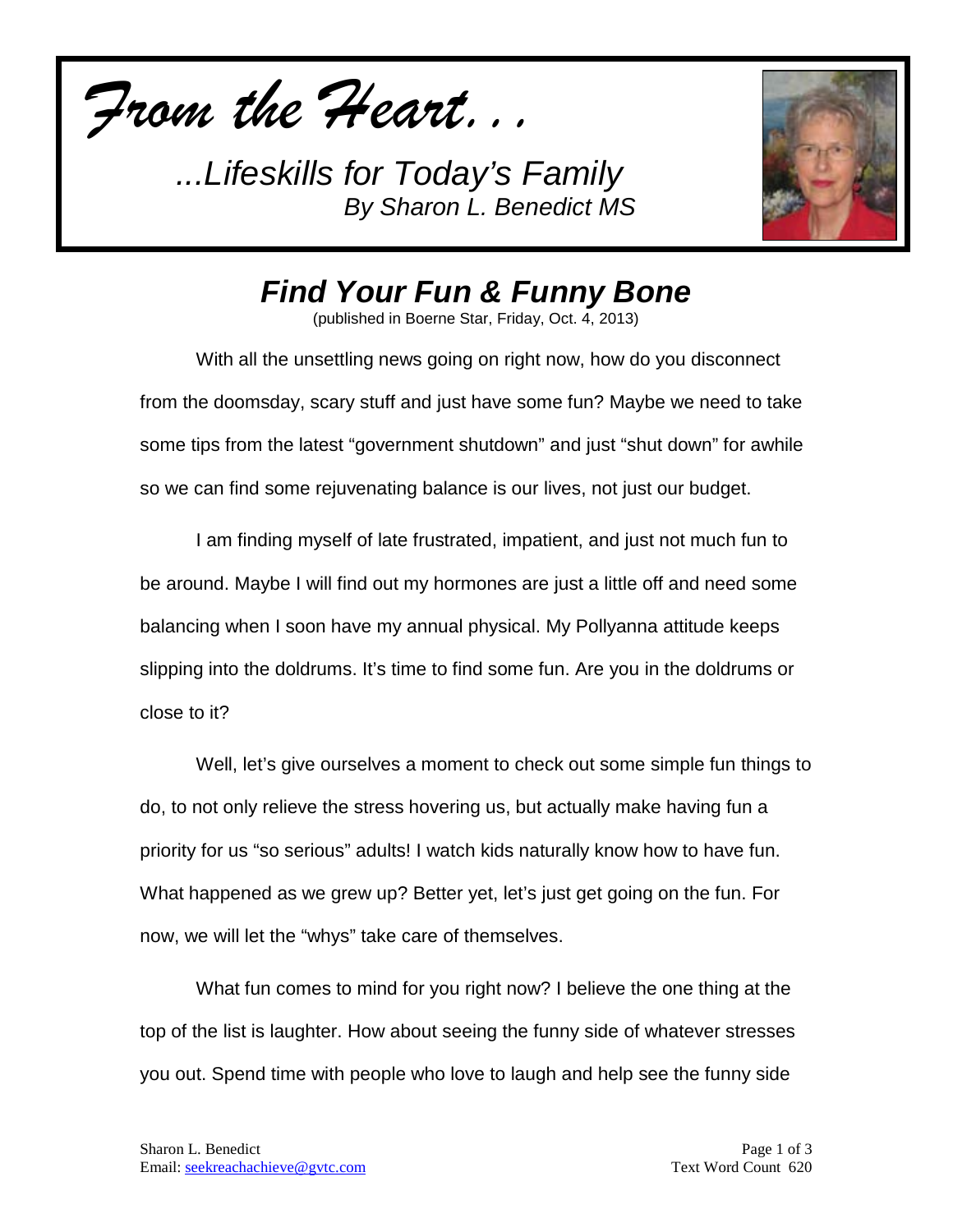*From the Heart...*

*...Lifeskills for Today's Family*
*By Sharon L. Benedict MS*

# *Find Your Fun & Funny Bone*

(published in Boerne Star, Friday, Oct. 4, 2013)

With all the unsettling news going on right now, how do you disconnect from the doomsday, scary stuff and just have some fun? Maybe we need to take some tips from the latest "government shutdown" and just "shut down" for awhile so we can find some rejuvenating balance is our lives, not just our budget.

I am finding myself of late frustrated, impatient, and just not much fun to be around. Maybe I will find out my hormones are just a little off and need some balancing when I soon have my annual physical. My Pollyanna attitude keeps slipping into the doldrums. It's time to find some fun. Are you in the doldrums or close to it?

Well, let's give ourselves a moment to check out some simple fun things to do, to not only relieve the stress hovering us, but actually make having fun a priority for us "so serious" adults! I watch kids naturally know how to have fun. What happened as we grew up? Better yet, let's just get going on the fun. For now, we will let the "whys" take care of themselves.

What fun comes to mind for you right now? I believe the one thing at the top of the list is laughter. How about seeing the funny side of whatever stresses you out. Spend time with people who love to laugh and help see the funny side

Sharon L. Benedict
Email: seekreachachieve@gvtc.com

Text Word Count 620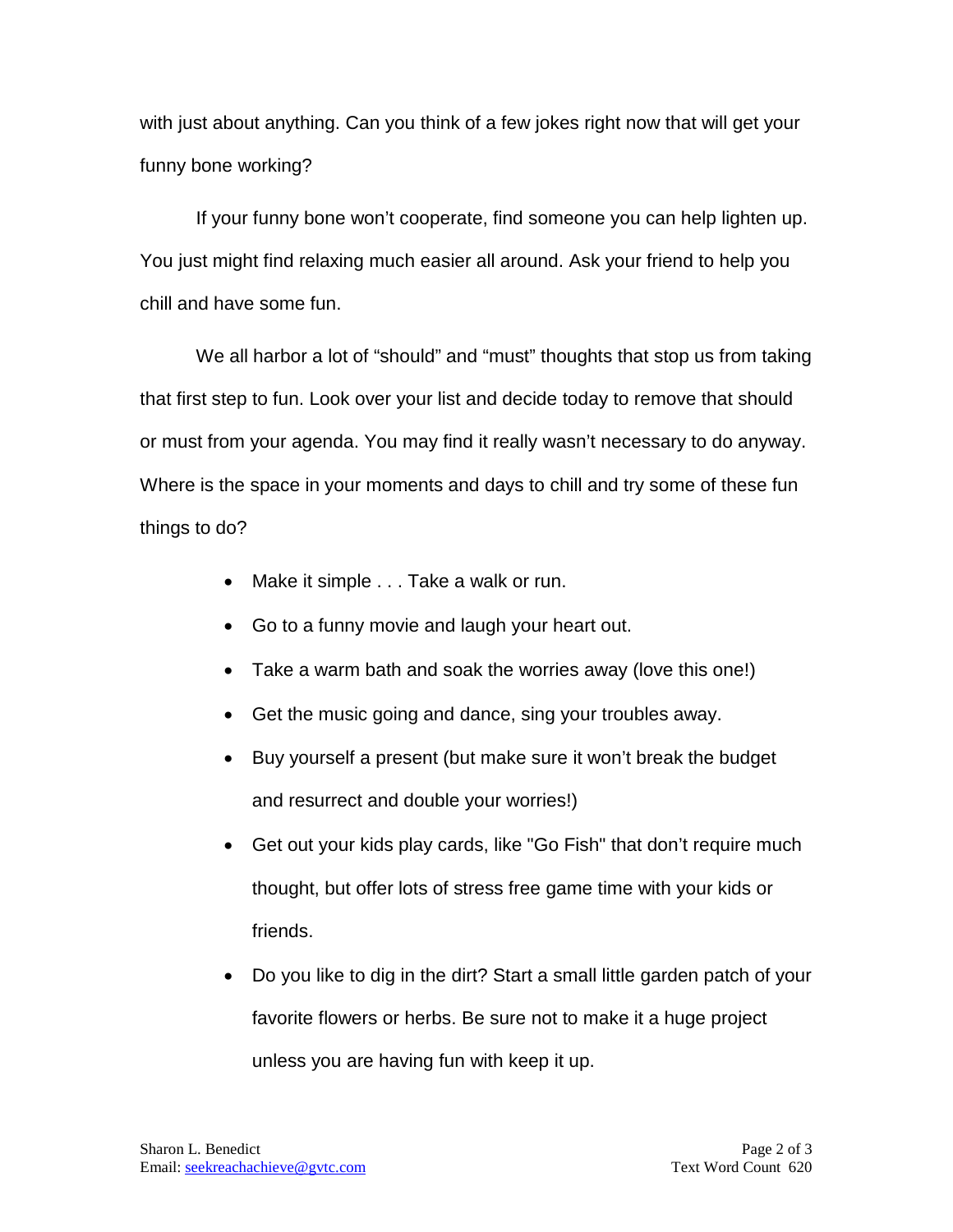with just about anything. Can you think of a few jokes right now that will get your funny bone working?

If your funny bone won't cooperate, find someone you can help lighten up. You just might find relaxing much easier all around. Ask your friend to help you chill and have some fun.

We all harbor a lot of "should" and "must" thoughts that stop us from taking that first step to fun. Look over your list and decide today to remove that should or must from your agenda. You may find it really wasn't necessary to do anyway. Where is the space in your moments and days to chill and try some of these fun things to do?

- Make it simple . . . Take a walk or run.
- Go to a funny movie and laugh your heart out.
- Take a warm bath and soak the worries away (love this one!)
- Get the music going and dance, sing your troubles away.
- Buy yourself a present (but make sure it won't break the budget and resurrect and double your worries!)
- Get out your kids play cards, like "Go Fish" that don't require much thought, but offer lots of stress free game time with your kids or friends.
- Do you like to dig in the dirt? Start a small little garden patch of your favorite flowers or herbs. Be sure not to make it a huge project unless you are having fun with keep it up.

Sharon L. Benedict
Email: seekreachachieve@gvtc.com
Text Word Count 620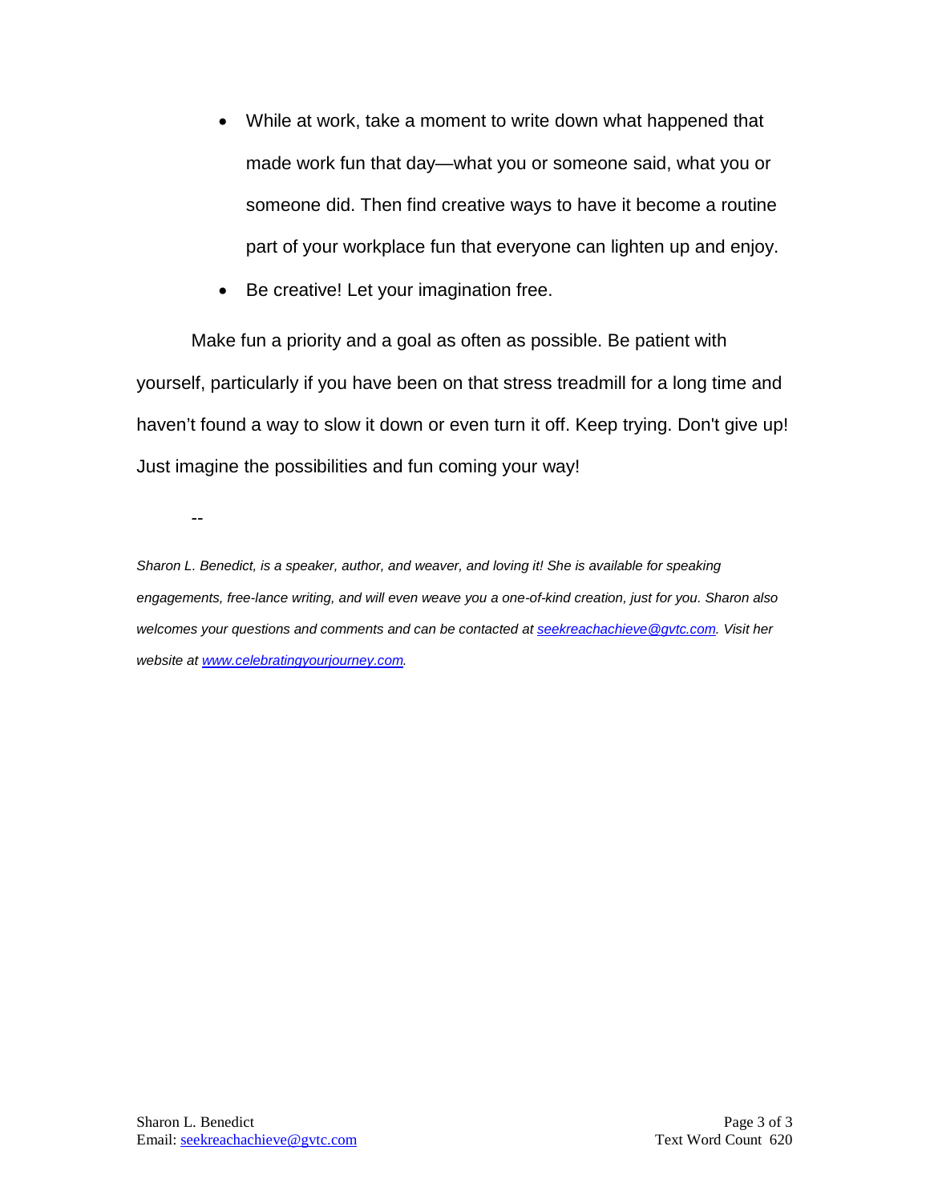- While at work, take a moment to write down what happened that made work fun that day—what you or someone said, what you or someone did. Then find creative ways to have it become a routine part of your workplace fun that everyone can lighten up and enjoy.
- Be creative! Let your imagination free.

Make fun a priority and a goal as often as possible. Be patient with yourself, particularly if you have been on that stress treadmill for a long time and haven't found a way to slow it down or even turn it off. Keep trying. Don't give up! Just imagine the possibilities and fun coming your way!

--

*Sharon L. Benedict, is a speaker, author, and weaver, and loving it! She is available for speaking engagements, free-lance writing, and will even weave you a one-of-kind creation, just for you. Sharon also welcomes your questions and comments and can be contacted at [seekreachachieve@gvtc.com](mailto:seekreachachieve@gvtc.com). Visit her website at [www.celebratingyourjourney.com](http://www.celebratingyourjourney.com).*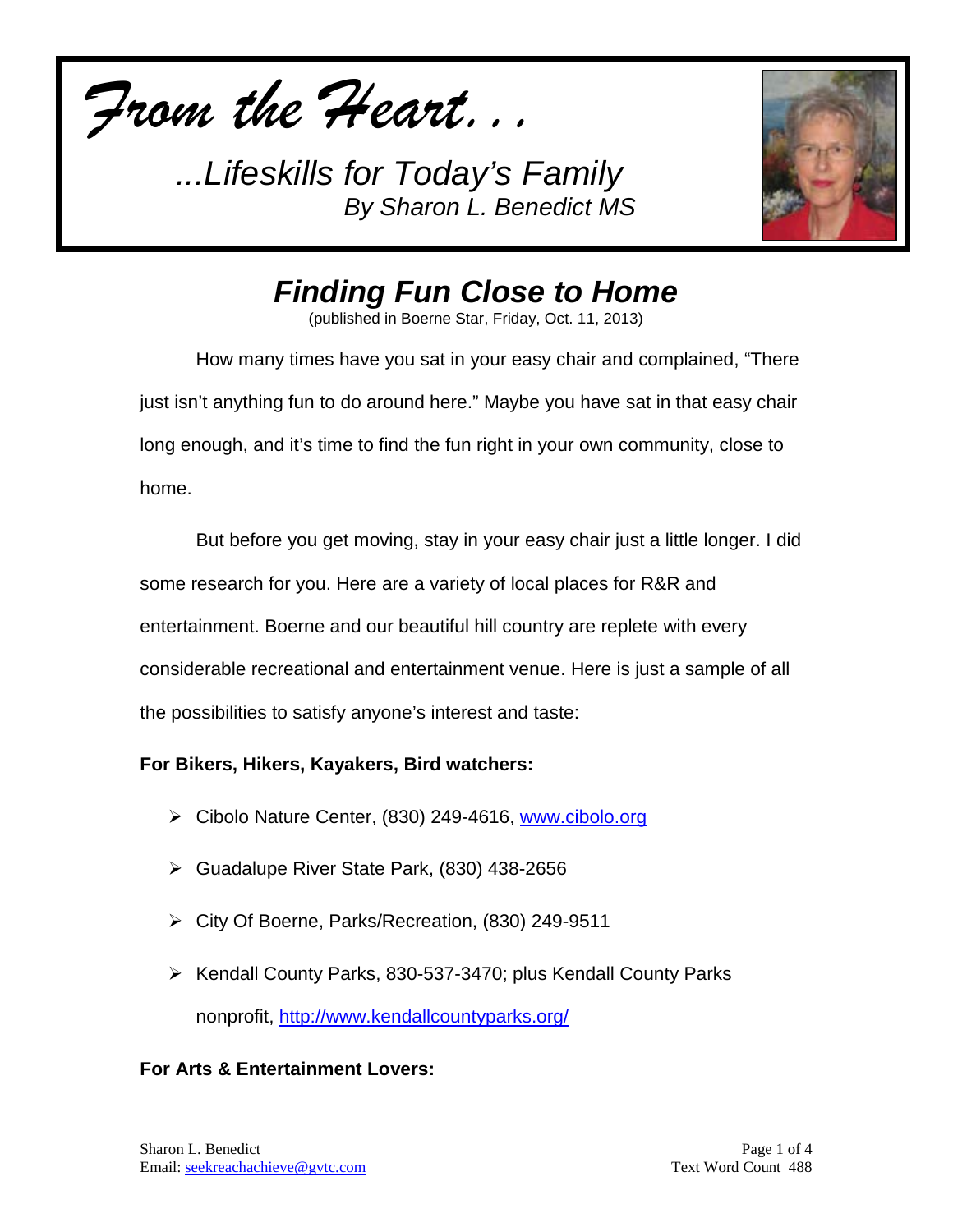*From the Heart…*

*...Lifeskills for Today's Family*
*By Sharon L. Benedict MS*

## *Finding Fun Close to Home*

(published in Boerne Star, Friday, Oct. 11, 2013)

How many times have you sat in your easy chair and complained, "There just isn't anything fun to do around here." Maybe you have sat in that easy chair long enough, and it's time to find the fun right in your own community, close to home.

But before you get moving, stay in your easy chair just a little longer. I did some research for you. Here are a variety of local places for R&R and entertainment. Boerne and our beautiful hill country are replete with every considerable recreational and entertainment venue. Here is just a sample of all the possibilities to satisfy anyone's interest and taste:

**For Bikers, Hikers, Kayakers, Bird watchers:**

- Cibolo Nature Center, (830) 249-4616, www.cibolo.org
- Guadalupe River State Park, (830) 438-2656
- City Of Boerne, Parks/Recreation, (830) 249-9511
- Kendall County Parks, 830-537-3470; plus Kendall County Parks nonprofit, http://www.kendallcountyparks.org/

**For Arts & Entertainment Lovers:**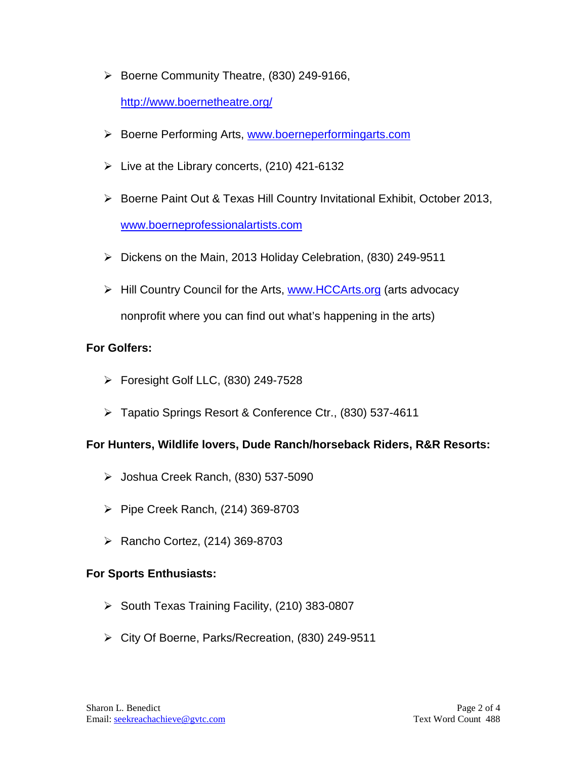- Boerne Community Theatre, (830) 249-9166, http://www.boernetheatre.org/
- Boerne Performing Arts, www.boerneperformingarts.com
- Live at the Library concerts, (210) 421-6132
- Boerne Paint Out & Texas Hill Country Invitational Exhibit, October 2013, www.boerneprofessionalartists.com
- Dickens on the Main, 2013 Holiday Celebration, (830) 249-9511
- Hill Country Council for the Arts, www.HCCArts.org (arts advocacy nonprofit where you can find out what's happening in the arts)

**For Golfers:**

- Foresight Golf LLC, (830) 249-7528
- Tapatio Springs Resort & Conference Ctr., (830) 537-4611

**For Hunters, Wildlife lovers, Dude Ranch/horseback Riders, R&R Resorts:**

- Joshua Creek Ranch, (830) 537-5090
- Pipe Creek Ranch, (214) 369-8703
- Rancho Cortez, (214) 369-8703

**For Sports Enthusiasts:**

- South Texas Training Facility, (210) 383-0807
- City Of Boerne, Parks/Recreation, (830) 249-9511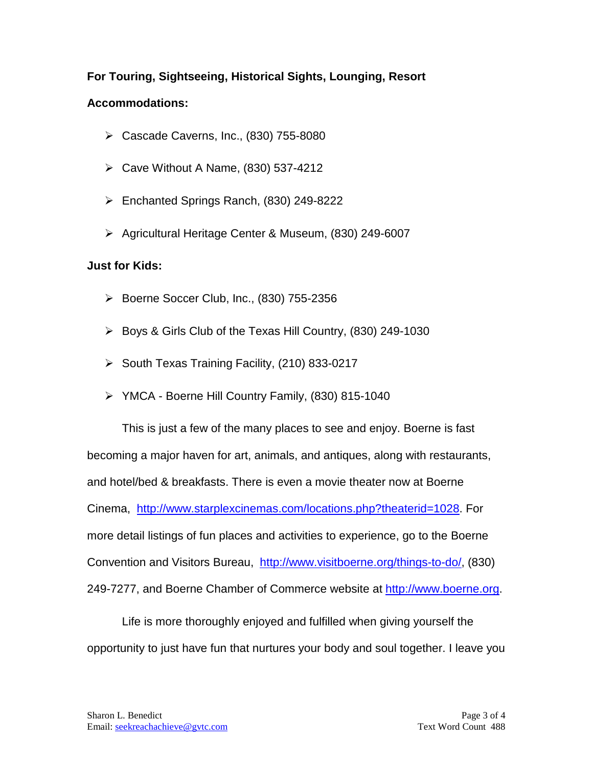**For Touring, Sightseeing, Historical Sights, Lounging, Resort Accommodations:**

- Cascade Caverns, Inc., (830) 755-8080
- Cave Without A Name, (830) 537-4212
- Enchanted Springs Ranch, (830) 249-8222
- Agricultural Heritage Center & Museum, (830) 249-6007

**Just for Kids:**

- Boerne Soccer Club, Inc., (830) 755-2356
- Boys & Girls Club of the Texas Hill Country, (830) 249-1030
- South Texas Training Facility, (210) 833-0217
- YMCA - Boerne Hill Country Family, (830) 815-1040

This is just a few of the many places to see and enjoy. Boerne is fast becoming a major haven for art, animals, and antiques, along with restaurants, and hotel/bed & breakfasts. There is even a movie theater now at Boerne Cinema, [http://www.starplexcinemas.com/locations.php?theaterid=1028](http://www.starplexcinemas.com/locations.php?theaterid=1028). For more detail listings of fun places and activities to experience, go to the Boerne Convention and Visitors Bureau, [http://www.visitboerne.org/things-to-do/](http://www.visitboerne.org/things-to-do/), (830) 249-7277, and Boerne Chamber of Commerce website at [http://www.boerne.org](http://www.boerne.org).

Life is more thoroughly enjoyed and fulfilled when giving yourself the opportunity to just have fun that nurtures your body and soul together. I leave you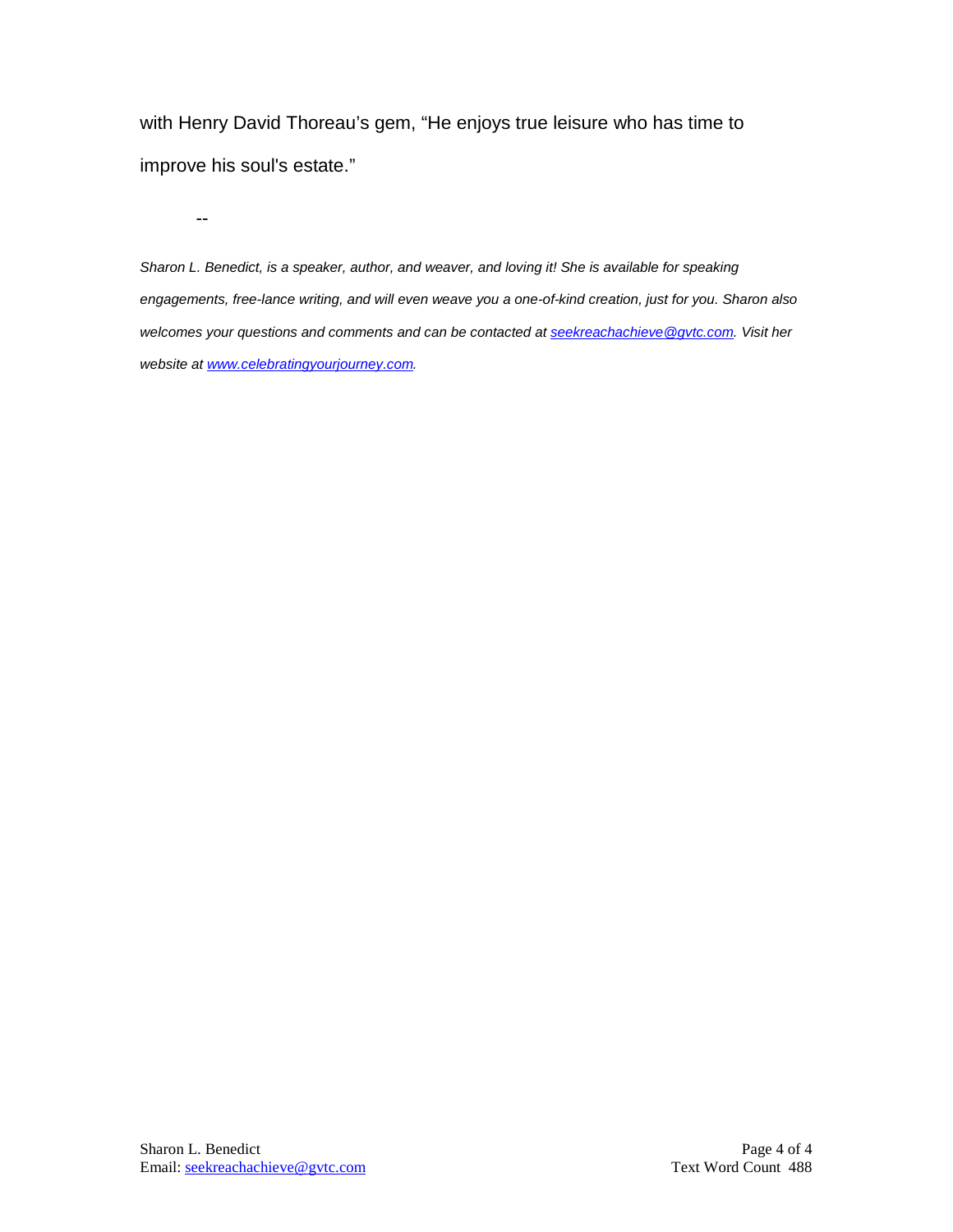with Henry David Thoreau's gem, "He enjoys true leisure who has time to improve his soul's estate."

--

*Sharon L. Benedict, is a speaker, author, and weaver, and loving it! She is available for speaking engagements, free-lance writing, and will even weave you a one-of-kind creation, just for you. Sharon also welcomes your questions and comments and can be contacted at [seekreachachieve@gvtc.com](mailto:seekreachachieve@gvtc.com). Visit her website at [www.celebratingyourjourney.com](http://www.celebratingyourjourney.com).*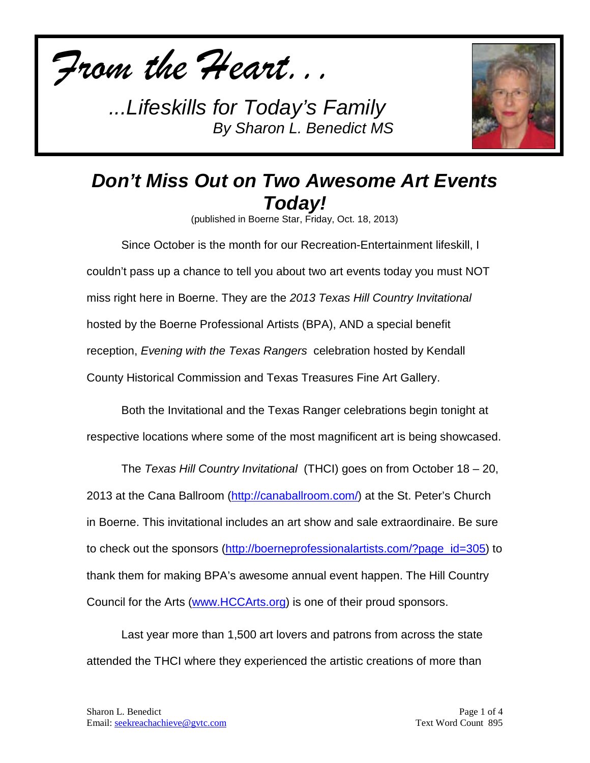*From the Heart...*

*...Lifeskills for Today's Family*
*By Sharon L. Benedict MS*

## *Don't Miss Out on Two Awesome Art Events Today!*

(published in Boerne Star, Friday, Oct. 18, 2013)

Since October is the month for our Recreation-Entertainment lifeskill, I couldn't pass up a chance to tell you about two art events today you must NOT miss right here in Boerne. They are the *2013 Texas Hill Country Invitational* hosted by the Boerne Professional Artists (BPA), AND a special benefit reception, *Evening with the Texas Rangers* celebration hosted by Kendall County Historical Commission and Texas Treasures Fine Art Gallery.

Both the Invitational and the Texas Ranger celebrations begin tonight at respective locations where some of the most magnificent art is being showcased.

The *Texas Hill Country Invitational* (THCI) goes on from October 18 – 20, 2013 at the Cana Ballroom (http://canaballroom.com/) at the St. Peter's Church in Boerne. This invitational includes an art show and sale extraordinaire. Be sure to check out the sponsors (http://boerneprofessionalartists.com/?page_id=305) to thank them for making BPA's awesome annual event happen. The Hill Country Council for the Arts (www.HCCArts.org) is one of their proud sponsors.

Last year more than 1,500 art lovers and patrons from across the state attended the THCI where they experienced the artistic creations of more than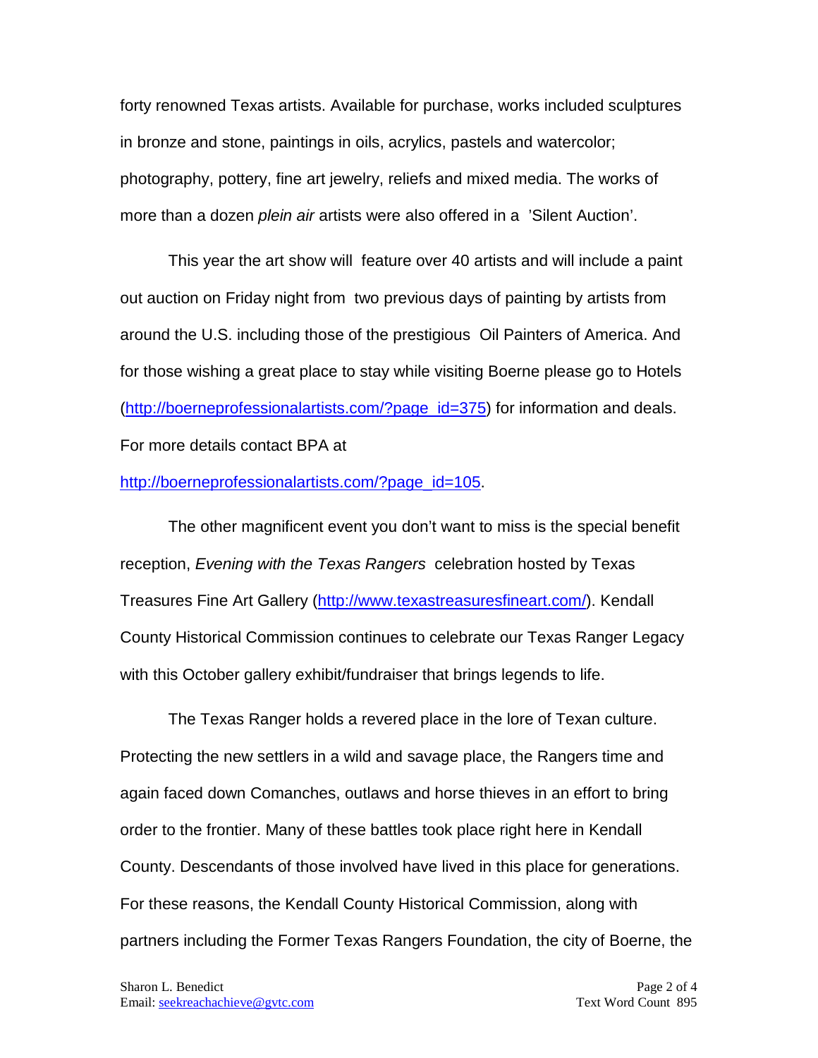forty renowned Texas artists. Available for purchase, works included sculptures in bronze and stone, paintings in oils, acrylics, pastels and watercolor; photography, pottery, fine art jewelry, reliefs and mixed media. The works of more than a dozen *plein air* artists were also offered in a 'Silent Auction'.

This year the art show will feature over 40 artists and will include a paint out auction on Friday night from two previous days of painting by artists from around the U.S. including those of the prestigious Oil Painters of America. And for those wishing a great place to stay while visiting Boerne please go to Hotels (http://boerneprofessionalartists.com/?page_id=375) for information and deals. For more details contact BPA at http://boerneprofessionalartists.com/?page_id=105.

The other magnificent event you don't want to miss is the special benefit reception, *Evening with the Texas Rangers* celebration hosted by Texas Treasures Fine Art Gallery (http://www.texastreasuresfineart.com/). Kendall County Historical Commission continues to celebrate our Texas Ranger Legacy with this October gallery exhibit/fundraiser that brings legends to life.

The Texas Ranger holds a revered place in the lore of Texan culture. Protecting the new settlers in a wild and savage place, the Rangers time and again faced down Comanches, outlaws and horse thieves in an effort to bring order to the frontier. Many of these battles took place right here in Kendall County. Descendants of those involved have lived in this place for generations. For these reasons, the Kendall County Historical Commission, along with partners including the Former Texas Rangers Foundation, the city of Boerne, the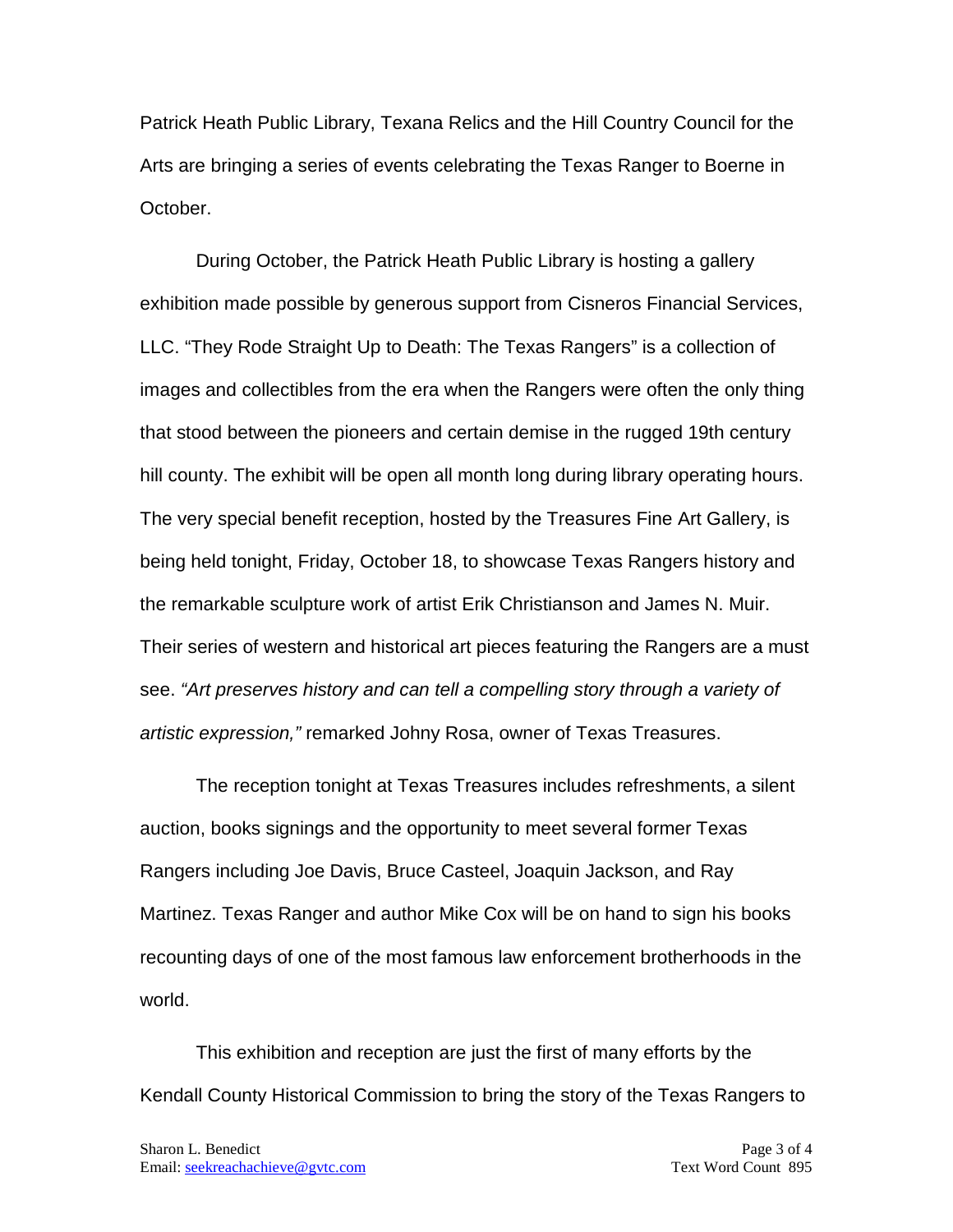Patrick Heath Public Library, Texana Relics and the Hill Country Council for the Arts are bringing a series of events celebrating the Texas Ranger to Boerne in October.

During October, the Patrick Heath Public Library is hosting a gallery exhibition made possible by generous support from Cisneros Financial Services, LLC. "They Rode Straight Up to Death: The Texas Rangers" is a collection of images and collectibles from the era when the Rangers were often the only thing that stood between the pioneers and certain demise in the rugged 19th century hill county. The exhibit will be open all month long during library operating hours. The very special benefit reception, hosted by the Treasures Fine Art Gallery, is being held tonight, Friday, October 18, to showcase Texas Rangers history and the remarkable sculpture work of artist Erik Christianson and James N. Muir. Their series of western and historical art pieces featuring the Rangers are a must see. *"Art preserves history and can tell a compelling story through a variety of artistic expression,"* remarked Johny Rosa, owner of Texas Treasures.

The reception tonight at Texas Treasures includes refreshments, a silent auction, books signings and the opportunity to meet several former Texas Rangers including Joe Davis, Bruce Casteel, Joaquin Jackson, and Ray Martinez. Texas Ranger and author Mike Cox will be on hand to sign his books recounting days of one of the most famous law enforcement brotherhoods in the world.

This exhibition and reception are just the first of many efforts by the Kendall County Historical Commission to bring the story of the Texas Rangers to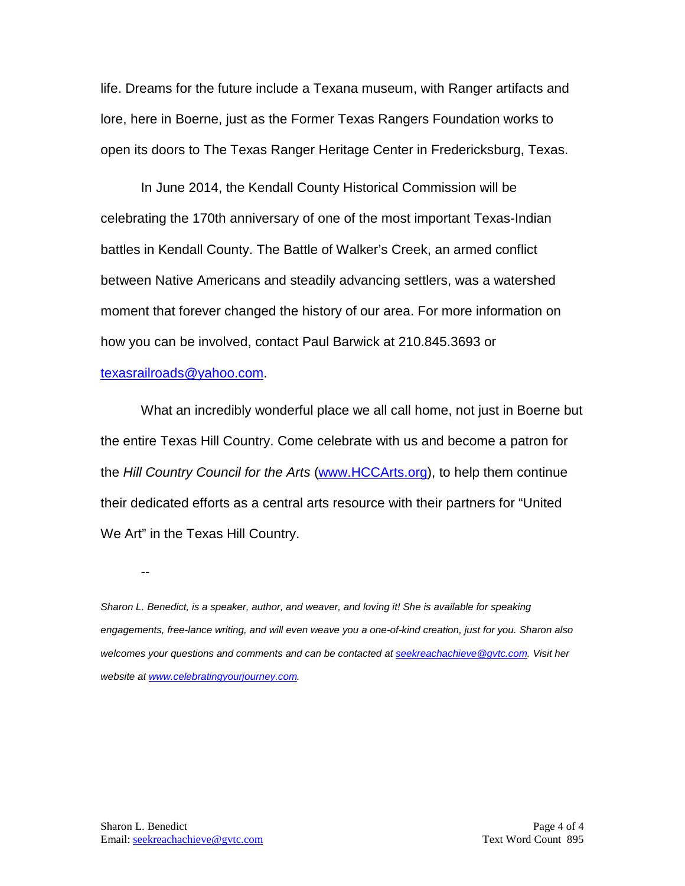life. Dreams for the future include a Texana museum, with Ranger artifacts and lore, here in Boerne, just as the Former Texas Rangers Foundation works to open its doors to The Texas Ranger Heritage Center in Fredericksburg, Texas.

In June 2014, the Kendall County Historical Commission will be celebrating the 170th anniversary of one of the most important Texas-Indian battles in Kendall County. The Battle of Walker's Creek, an armed conflict between Native Americans and steadily advancing settlers, was a watershed moment that forever changed the history of our area. For more information on how you can be involved, contact Paul Barwick at 210.845.3693 or texasrailroads@yahoo.com.

What an incredibly wonderful place we all call home, not just in Boerne but the entire Texas Hill Country. Come celebrate with us and become a patron for the *Hill Country Council for the Arts* (www.HCCArts.org), to help them continue their dedicated efforts as a central arts resource with their partners for "United We Art" in the Texas Hill Country.

--

*Sharon L. Benedict, is a speaker, author, and weaver, and loving it! She is available for speaking engagements, free-lance writing, and will even weave you a one-of-kind creation, just for you. Sharon also welcomes your questions and comments and can be contacted at seekreachachieve@gvtc.com. Visit her website at www.celebratingyourjourney.com.*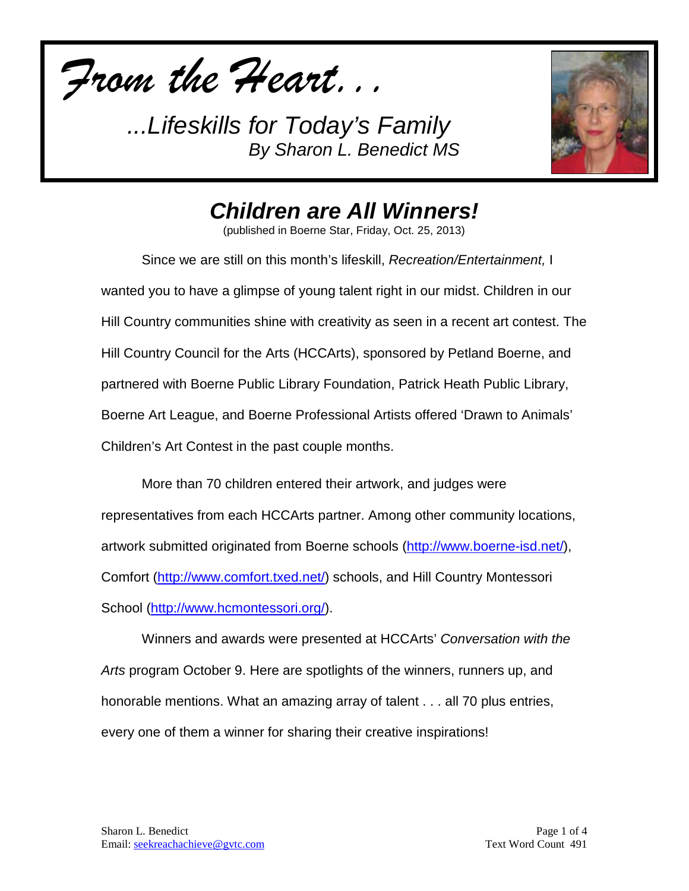*From the Heart…*

*...Lifeskills for Today's Family*
*By Sharon L. Benedict MS*

# *Children are All Winners!*

(published in Boerne Star, Friday, Oct. 25, 2013)

Since we are still on this month's lifeskill, *Recreation/Entertainment,* I wanted you to have a glimpse of young talent right in our midst. Children in our Hill Country communities shine with creativity as seen in a recent art contest. The Hill Country Council for the Arts (HCCArts), sponsored by Petland Boerne, and partnered with Boerne Public Library Foundation, Patrick Heath Public Library, Boerne Art League, and Boerne Professional Artists offered 'Drawn to Animals' Children's Art Contest in the past couple months.

More than 70 children entered their artwork, and judges were representatives from each HCCArts partner. Among other community locations, artwork submitted originated from Boerne schools (http://www.boerne-isd.net/), Comfort (http://www.comfort.txed.net/) schools, and Hill Country Montessori School (http://www.hcmontessori.org/).

Winners and awards were presented at HCCArts' *Conversation with the Arts* program October 9. Here are spotlights of the winners, runners up, and honorable mentions. What an amazing array of talent . . . all 70 plus entries, every one of them a winner for sharing their creative inspirations!

Sharon L. Benedict
Email: seekreachachieve@gvtc.com

Text Word Count 491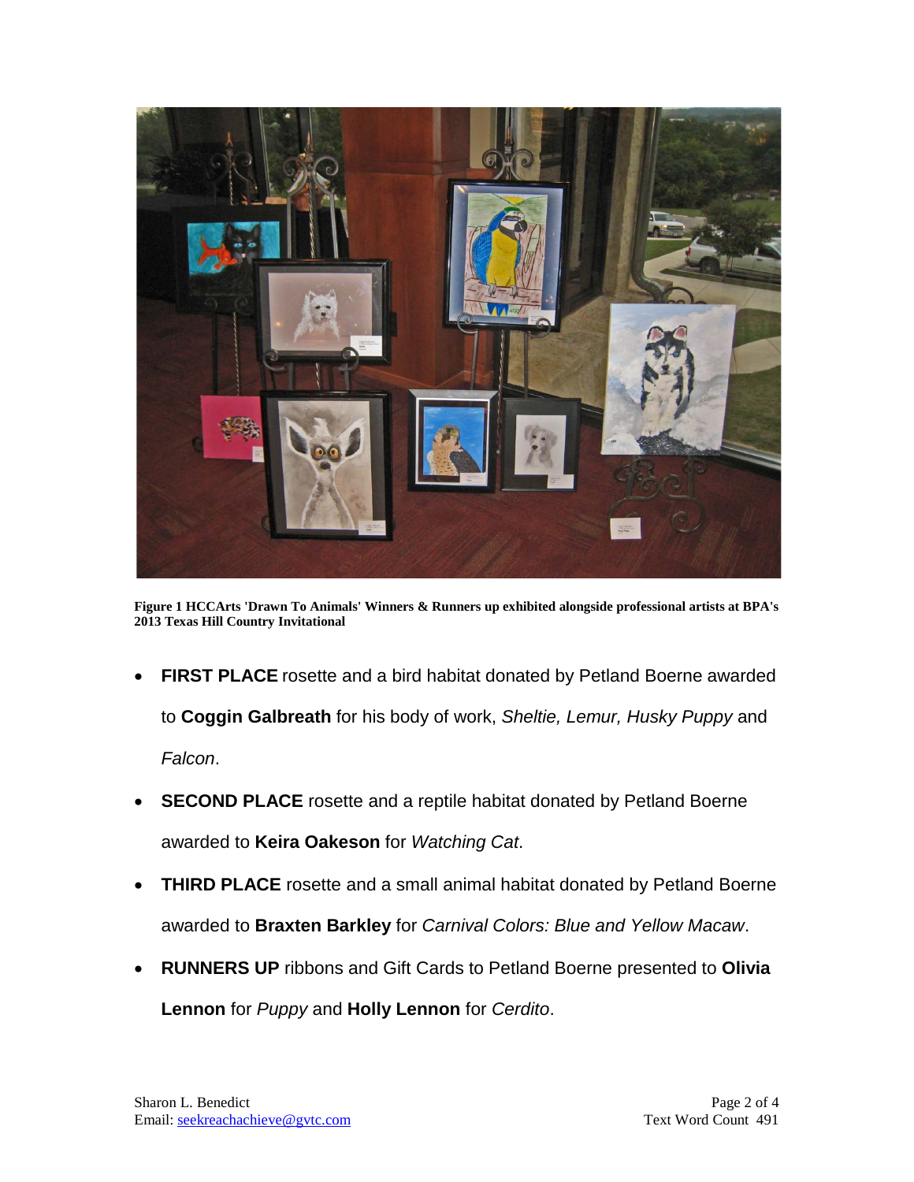**Figure 1 HCCArts 'Drawn To Animals' Winners & Runners up exhibited alongside professional artists at BPA's 2013 Texas Hill Country Invitational**

- **FIRST PLACE** rosette and a bird habitat donated by Petland Boerne awarded to **Coggin Galbreath** for his body of work, *Sheltie, Lemur, Husky Puppy* and *Falcon*.
- **SECOND PLACE** rosette and a reptile habitat donated by Petland Boerne awarded to **Keira Oakeson** for *Watching Cat*.
- **THIRD PLACE** rosette and a small animal habitat donated by Petland Boerne awarded to **Braxten Barkley** for *Carnival Colors: Blue and Yellow Macaw*.
- **RUNNERS UP** ribbons and Gift Cards to Petland Boerne presented to **Olivia Lennon** for *Puppy* and **Holly Lennon** for *Cerdito*.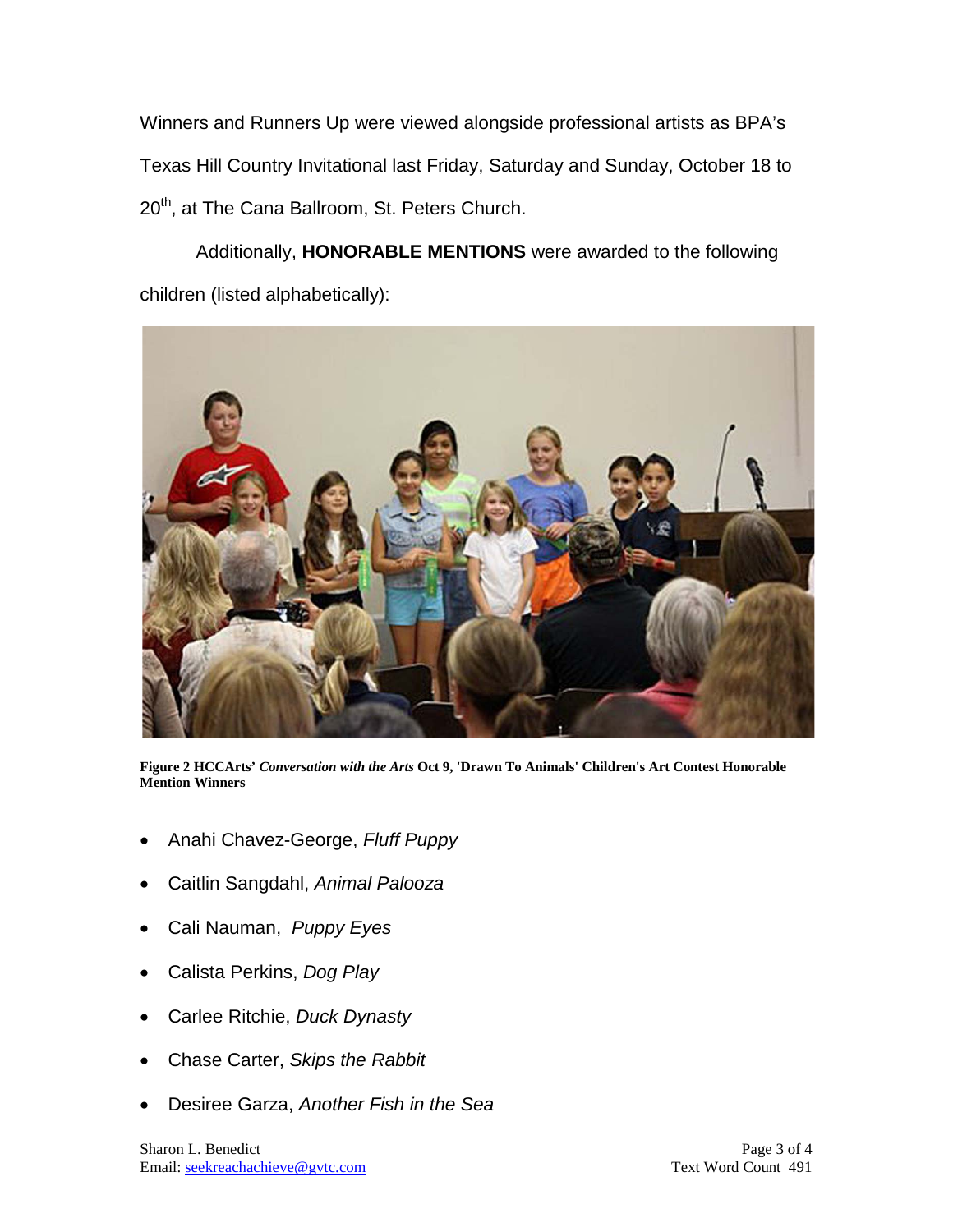Winners and Runners Up were viewed alongside professional artists as BPA's Texas Hill Country Invitational last Friday, Saturday and Sunday, October 18 to 20th, at The Cana Ballroom, St. Peters Church.

Additionally, **HONORABLE MENTIONS** were awarded to the following children (listed alphabetically):

**Figure 2 HCCArts' *Conversation with the Arts* Oct 9, 'Drawn To Animals' Children's Art Contest Honorable Mention Winners**

- Anahi Chavez-George, *Fluff Puppy*
- Caitlin Sangdahl, *Animal Palooza*
- Cali Nauman, *Puppy Eyes*
- Calista Perkins, *Dog Play*
- Carlee Ritchie, *Duck Dynasty*
- Chase Carter, *Skips the Rabbit*
- Desiree Garza, *Another Fish in the Sea*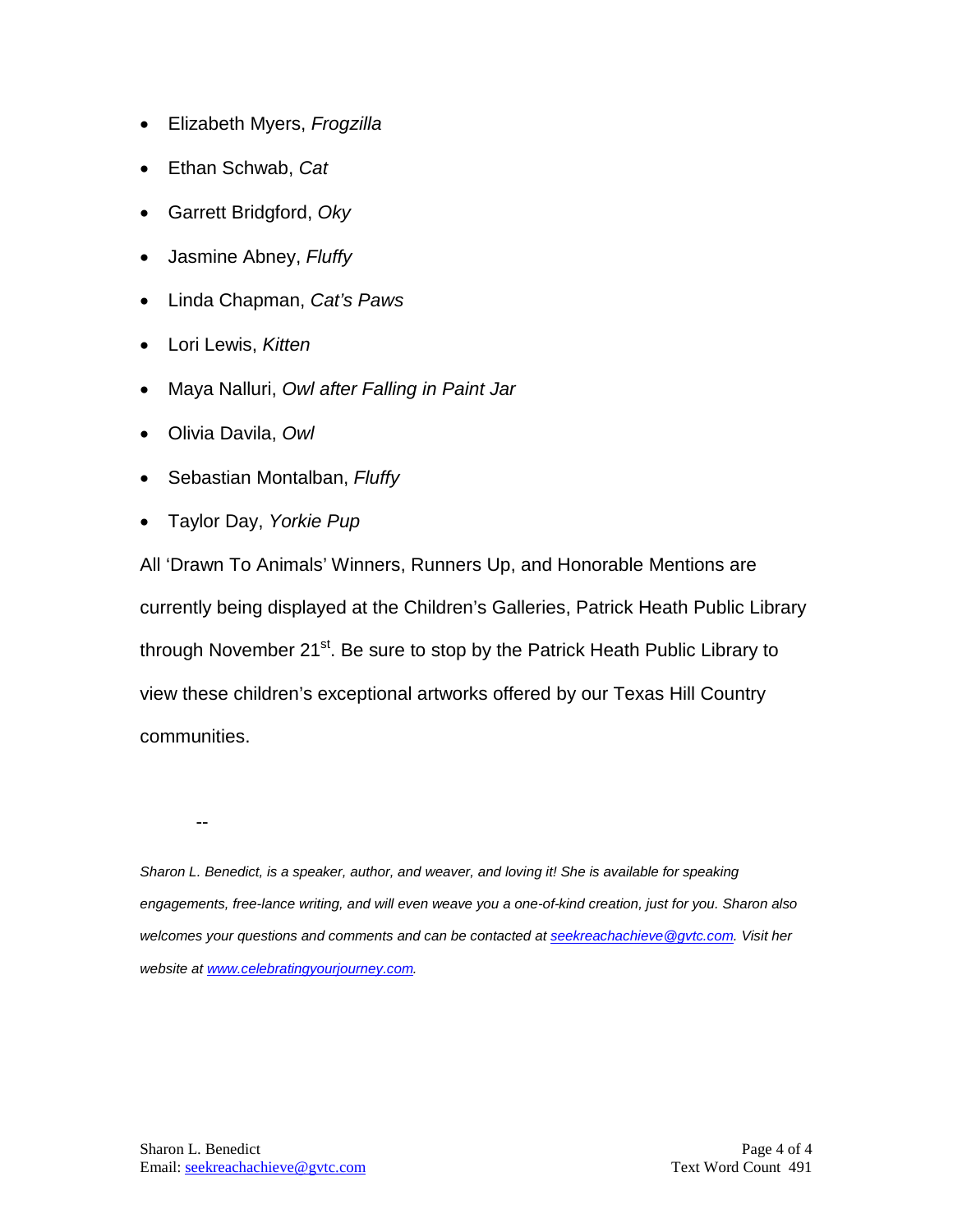- Elizabeth Myers, *Frogzilla*
- Ethan Schwab, *Cat*
- Garrett Bridgford, *Oky*
- Jasmine Abney, *Fluffy*
- Linda Chapman, *Cat's Paws*
- Lori Lewis, *Kitten*
- Maya Nalluri, *Owl after Falling in Paint Jar*
- Olivia Davila, *Owl*
- Sebastian Montalban, *Fluffy*
- Taylor Day, *Yorkie Pup*

All 'Drawn To Animals' Winners, Runners Up, and Honorable Mentions are currently being displayed at the Children's Galleries, Patrick Heath Public Library through November 21st. Be sure to stop by the Patrick Heath Public Library to view these children's exceptional artworks offered by our Texas Hill Country communities.

--

*Sharon L. Benedict, is a speaker, author, and weaver, and loving it! She is available for speaking engagements, free-lance writing, and will even weave you a one-of-kind creation, just for you. Sharon also welcomes your questions and comments and can be contacted at [seekreachachieve@gvtc.com](mailto:seekreachachieve@gvtc.com). Visit her website at [www.celebratingyourjourney.com](http://www.celebratingyourjourney.com).*